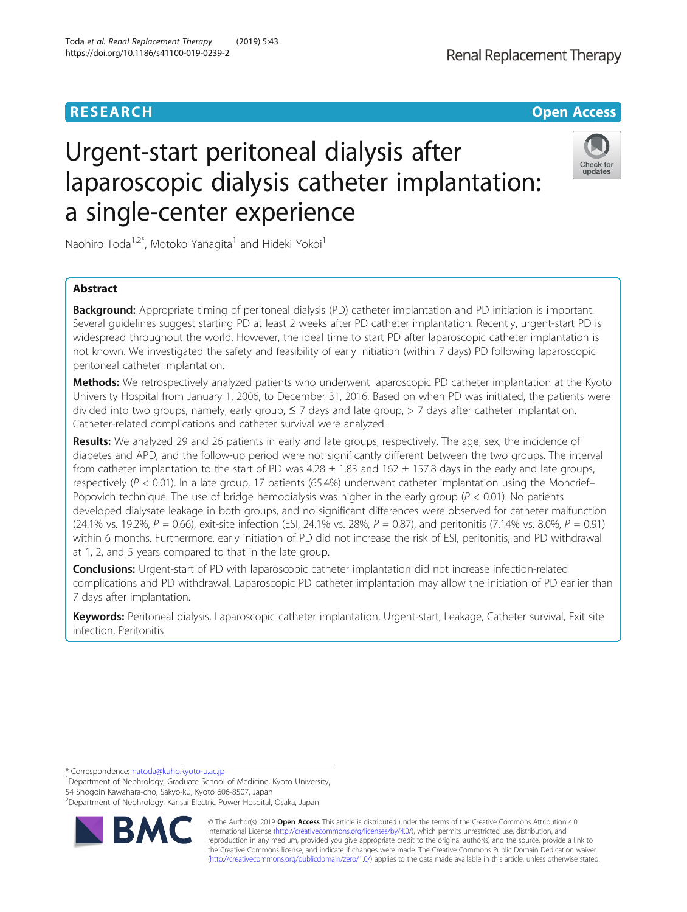RESEARCH

Open Access

# Urgent-start peritoneal dialysis after laparoscopic dialysis catheter implantation: a single-center experience

Naohiro Toda[1,2*], Motoko Yanagita[1] and Hideki Yokoi[1]

## Abstract

**Background:** Appropriate timing of peritoneal dialysis (PD) catheter implantation and PD initiation is important. Several guidelines suggest starting PD at least 2 weeks after PD catheter implantation. Recently, urgent-start PD is widespread throughout the world. However, the ideal time to start PD after laparoscopic catheter implantation is not known. We investigated the safety and feasibility of early initiation (within 7 days) PD following laparoscopic peritoneal catheter implantation.

**Methods:** We retrospectively analyzed patients who underwent laparoscopic PD catheter implantation at the Kyoto University Hospital from January 1, 2006, to December 31, 2016. Based on when PD was initiated, the patients were divided into two groups, namely, early group, ≤ 7 days and late group, > 7 days after catheter implantation. Catheter-related complications and catheter survival were analyzed.

**Results:** We analyzed 29 and 26 patients in early and late groups, respectively. The age, sex, the incidence of diabetes and APD, and the follow-up period were not significantly different between the two groups. The interval from catheter implantation to the start of PD was 4.28 ± 1.83 and 162 ± 157.8 days in the early and late groups, respectively ($P < 0.01$). In a late group, 17 patients (65.4%) underwent catheter implantation using the Moncrief–Popovich technique. The use of bridge hemodialysis was higher in the early group ($P < 0.01$). No patients developed dialysate leakage in both groups, and no significant differences were observed for catheter malfunction (24.1% vs. 19.2%, $P = 0.66$), exit-site infection (ESI, 24.1% vs. 28%, $P = 0.87$), and peritonitis (7.14% vs. 8.0%, $P = 0.91$) within 6 months. Furthermore, early initiation of PD did not increase the risk of ESI, peritonitis, and PD withdrawal at 1, 2, and 5 years compared to that in the late group.

**Conclusions:** Urgent-start of PD with laparoscopic catheter implantation did not increase infection-related complications and PD withdrawal. Laparoscopic PD catheter implantation may allow the initiation of PD earlier than 7 days after implantation.

**Keywords:** Peritoneal dialysis, Laparoscopic catheter implantation, Urgent-start, Leakage, Catheter survival, Exit site infection, Peritonitis

* Correspondence: natoda@kuhp.kyoto-u.ac.jp
[1]Department of Nephrology, Graduate School of Medicine, Kyoto University, 54 Shogoin Kawahara-cho, Sakyo-ku, Kyoto 606-8507, Japan
[2]Department of Nephrology, Kansai Electric Power Hospital, Osaka, Japan

© The Author(s). 2019 **Open Access** This article is distributed under the terms of the Creative Commons Attribution 4.0 International License (http://creativecommons.org/licenses/by/4.0/), which permits unrestricted use, distribution, and reproduction in any medium, provided you give appropriate credit to the original author(s) and the source, provide a link to the Creative Commons license, and indicate if changes were made. The Creative Commons Public Domain Dedication waiver (http://creativecommons.org/publicdomain/zero/1.0/) applies to the data made available in this article, unless otherwise stated.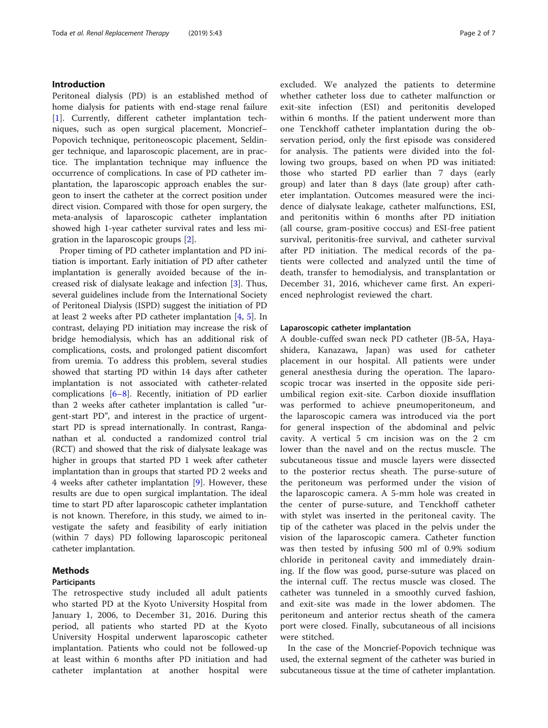## Introduction

Peritoneal dialysis (PD) is an established method of home dialysis for patients with end-stage renal failure [1]. Currently, different catheter implantation techniques, such as open surgical placement, Moncrief–Popovich technique, peritoneoscopic placement, Seldinger technique, and laparoscopic placement, are in practice. The implantation technique may influence the occurrence of complications. In case of PD catheter implantation, the laparoscopic approach enables the surgeon to insert the catheter at the correct position under direct vision. Compared with those for open surgery, the meta-analysis of laparoscopic catheter implantation showed high 1-year catheter survival rates and less migration in the laparoscopic groups [2].

Proper timing of PD catheter implantation and PD initiation is important. Early initiation of PD after catheter implantation is generally avoided because of the increased risk of dialysate leakage and infection [3]. Thus, several guidelines include from the International Society of Peritoneal Dialysis (ISPD) suggest the initiation of PD at least 2 weeks after PD catheter implantation [4, 5]. In contrast, delaying PD initiation may increase the risk of bridge hemodialysis, which has an additional risk of complications, costs, and prolonged patient discomfort from uremia. To address this problem, several studies showed that starting PD within 14 days after catheter implantation is not associated with catheter-related complications [6–8]. Recently, initiation of PD earlier than 2 weeks after catheter implantation is called "urgent-start PD", and interest in the practice of urgent-start PD is spread internationally. In contrast, Ranganathan et al. conducted a randomized control trial (RCT) and showed that the risk of dialysate leakage was higher in groups that started PD 1 week after catheter implantation than in groups that started PD 2 weeks and 4 weeks after catheter implantation [9]. However, these results are due to open surgical implantation. The ideal time to start PD after laparoscopic catheter implantation is not known. Therefore, in this study, we aimed to investigate the safety and feasibility of early initiation (within 7 days) PD following laparoscopic peritoneal catheter implantation.

## Methods

### Participants

The retrospective study included all adult patients who started PD at the Kyoto University Hospital from January 1, 2006, to December 31, 2016. During this period, all patients who started PD at the Kyoto University Hospital underwent laparoscopic catheter implantation. Patients who could not be followed-up at least within 6 months after PD initiation and had catheter implantation at another hospital were excluded. We analyzed the patients to determine whether catheter loss due to catheter malfunction or exit-site infection (ESI) and peritonitis developed within 6 months. If the patient underwent more than one Tenckhoff catheter implantation during the observation period, only the first episode was considered for analysis. The patients were divided into the following two groups, based on when PD was initiated: those who started PD earlier than 7 days (early group) and later than 8 days (late group) after catheter implantation. Outcomes measured were the incidence of dialysate leakage, catheter malfunctions, ESI, and peritonitis within 6 months after PD initiation (all course, gram-positive coccus) and ESI-free patient survival, peritonitis-free survival, and catheter survival after PD initiation. The medical records of the patients were collected and analyzed until the time of death, transfer to hemodialysis, and transplantation or December 31, 2016, whichever came first. An experienced nephrologist reviewed the chart.

### Laparoscopic catheter implantation

A double-cuffed swan neck PD catheter (JB-5A, Hayashidera, Kanazawa, Japan) was used for catheter placement in our hospital. All patients were under general anesthesia during the operation. The laparoscopic trocar was inserted in the opposite side periumbilical region exit-site. Carbon dioxide insufflation was performed to achieve pneumoperitoneum, and the laparoscopic camera was introduced via the port for general inspection of the abdominal and pelvic cavity. A vertical 5 cm incision was on the 2 cm lower than the navel and on the rectus muscle. The subcutaneous tissue and muscle layers were dissected to the posterior rectus sheath. The purse-suture of the peritoneum was performed under the vision of the laparoscopic camera. A 5-mm hole was created in the center of purse-suture, and Tenckhoff catheter with stylet was inserted in the peritoneal cavity. The tip of the catheter was placed in the pelvis under the vision of the laparoscopic camera. Catheter function was then tested by infusing 500 ml of 0.9% sodium chloride in peritoneal cavity and immediately draining. If the flow was good, purse-suture was placed on the internal cuff. The rectus muscle was closed. The catheter was tunneled in a smoothly curved fashion, and exit-site was made in the lower abdomen. The peritoneum and anterior rectus sheath of the camera port were closed. Finally, subcutaneous of all incisions were stitched.

In the case of the Moncrief-Popovich technique was used, the external segment of the catheter was buried in subcutaneous tissue at the time of catheter implantation.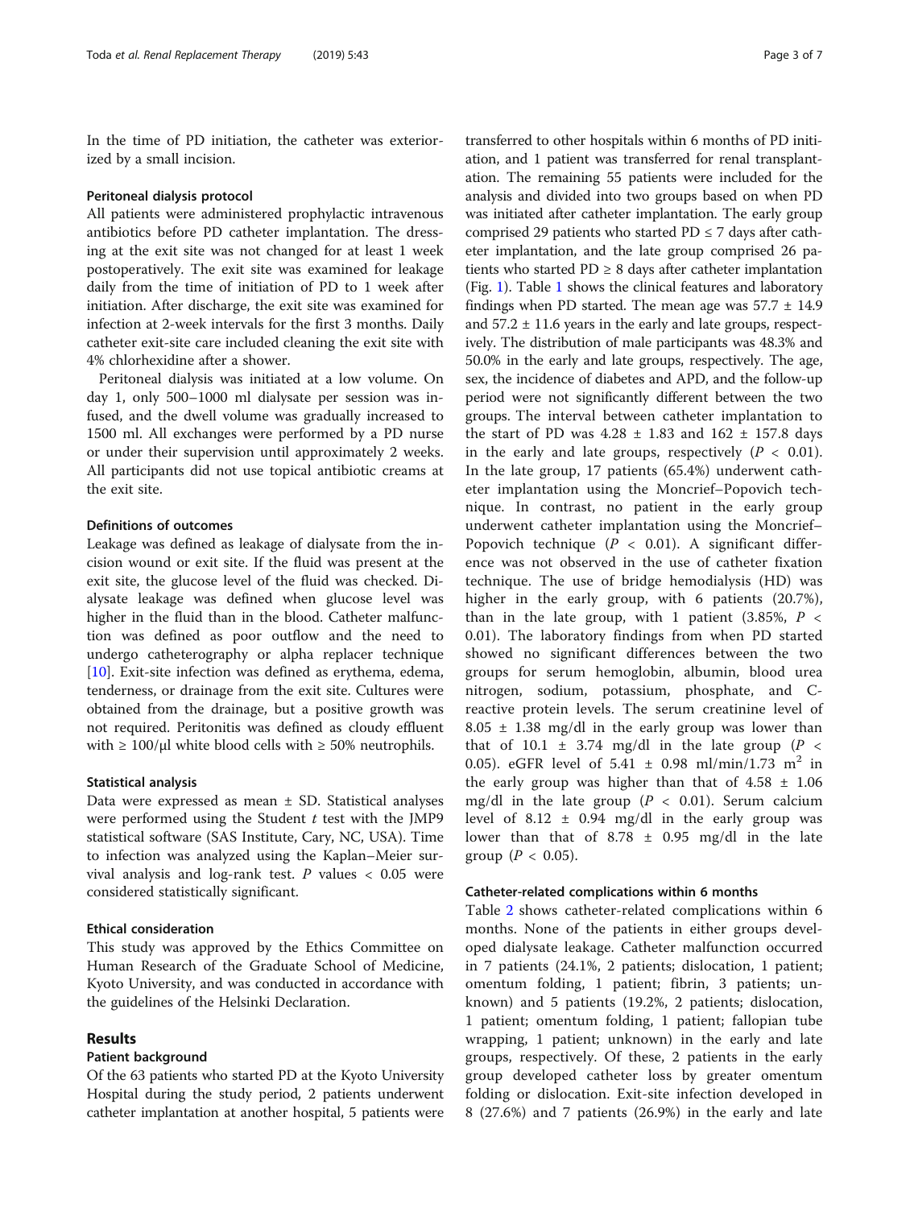In the time of PD initiation, the catheter was exteriorized by a small incision.

### Peritoneal dialysis protocol

All patients were administered prophylactic intravenous antibiotics before PD catheter implantation. The dressing at the exit site was not changed for at least 1 week postoperatively. The exit site was examined for leakage daily from the time of initiation of PD to 1 week after initiation. After discharge, the exit site was examined for infection at 2-week intervals for the first 3 months. Daily catheter exit-site care included cleaning the exit site with 4% chlorhexidine after a shower.

Peritoneal dialysis was initiated at a low volume. On day 1, only 500–1000 ml dialysate per session was infused, and the dwell volume was gradually increased to 1500 ml. All exchanges were performed by a PD nurse or under their supervision until approximately 2 weeks. All participants did not use topical antibiotic creams at the exit site.

### Definitions of outcomes

Leakage was defined as leakage of dialysate from the incision wound or exit site. If the fluid was present at the exit site, the glucose level of the fluid was checked. Dialysate leakage was defined when glucose level was higher in the fluid than in the blood. Catheter malfunction was defined as poor outflow and the need to undergo catheterography or alpha replacer technique [10]. Exit-site infection was defined as erythema, edema, tenderness, or drainage from the exit site. Cultures were obtained from the drainage, but a positive growth was not required. Peritonitis was defined as cloudy effluent with ≥ 100/μl white blood cells with ≥ 50% neutrophils.

### Statistical analysis

Data were expressed as mean ± SD. Statistical analyses were performed using the Student *t* test with the JMP9 statistical software (SAS Institute, Cary, NC, USA). Time to infection was analyzed using the Kaplan–Meier survival analysis and log-rank test. $P$ values $< 0.05$ were considered statistically significant.

### Ethical consideration

This study was approved by the Ethics Committee on Human Research of the Graduate School of Medicine, Kyoto University, and was conducted in accordance with the guidelines of the Helsinki Declaration.

## Results

### Patient background

Of the 63 patients who started PD at the Kyoto University Hospital during the study period, 2 patients underwent catheter implantation at another hospital, 5 patients were transferred to other hospitals within 6 months of PD initiation, and 1 patient was transferred for renal transplantation. The remaining 55 patients were included for the analysis and divided into two groups based on when PD was initiated after catheter implantation. The early group comprised 29 patients who started PD ≤ 7 days after catheter implantation, and the late group comprised 26 patients who started PD ≥ 8 days after catheter implantation (Fig. 1). Table 1 shows the clinical features and laboratory findings when PD started. The mean age was 57.7 ± 14.9 and 57.2 ± 11.6 years in the early and late groups, respectively. The distribution of male participants was 48.3% and 50.0% in the early and late groups, respectively. The age, sex, the incidence of diabetes and APD, and the follow-up period were not significantly different between the two groups. The interval between catheter implantation to the start of PD was 4.28 ± 1.83 and 162 ± 157.8 days in the early and late groups, respectively ($P < 0.01$). In the late group, 17 patients (65.4%) underwent catheter implantation using the Moncrief–Popovich technique. In contrast, no patient in the early group underwent catheter implantation using the Moncrief–Popovich technique ($P < 0.01$). A significant difference was not observed in the use of catheter fixation technique. The use of bridge hemodialysis (HD) was higher in the early group, with 6 patients (20.7%), than in the late group, with 1 patient (3.85%, $P < 0.01$). The laboratory findings from when PD started showed no significant differences between the two groups for serum hemoglobin, albumin, blood urea nitrogen, sodium, potassium, phosphate, and C-reactive protein levels. The serum creatinine level of 8.05 ± 1.38 mg/dl in the early group was lower than that of 10.1 ± 3.74 mg/dl in the late group ($P < 0.05$). eGFR level of 5.41 ± 0.98 ml/min/1.73 $m^2$ in the early group was higher than that of 4.58 ± 1.06 mg/dl in the late group ($P < 0.01$). Serum calcium level of 8.12 ± 0.94 mg/dl in the early group was lower than that of 8.78 ± 0.95 mg/dl in the late group ($P < 0.05$).

### Catheter-related complications within 6 months

Table 2 shows catheter-related complications within 6 months. None of the patients in either groups developed dialysate leakage. Catheter malfunction occurred in 7 patients (24.1%, 2 patients; dislocation, 1 patient; omentum folding, 1 patient; fibrin, 3 patients; unknown) and 5 patients (19.2%, 2 patients; dislocation, 1 patient; omentum folding, 1 patient; fallopian tube wrapping, 1 patient; unknown) in the early and late groups, respectively. Of these, 2 patients in the early group developed catheter loss by greater omentum folding or dislocation. Exit-site infection developed in 8 (27.6%) and 7 patients (26.9%) in the early and late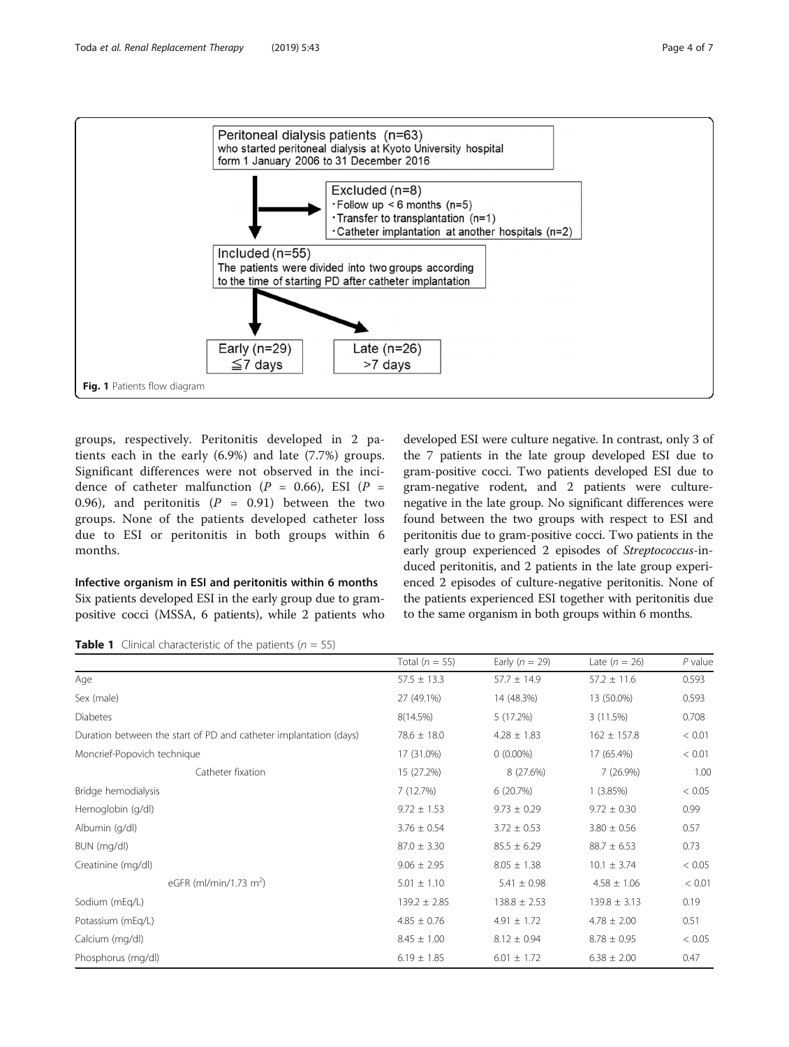Peritoneal dialysis patients (n=63)
who started peritoneal dialysis at Kyoto University hospital form 1 January 2006 to 31 December 2016

Excluded (n=8)
- Follow up < 6 months (n=5)
- Transfer to transplantation (n=1)
- Catheter implantation at another hospitals (n=2)

Included (n=55)
The patients were divided into two groups according to the time of starting PD after catheter implantation

Early (n=29) ≦7 days

Late (n=26) >7 days

**Fig. 1** Patients flow diagram

groups, respectively. Peritonitis developed in 2 patients each in the early (6.9%) and late (7.7%) groups. Significant differences were not observed in the incidence of catheter malfunction ($P$ = 0.66), ESI ($P$ = 0.96), and peritonitis ($P$ = 0.91) between the two groups. None of the patients developed catheter loss due to ESI or peritonitis in both groups within 6 months.

### Infective organism in ESI and peritonitis within 6 months

Six patients developed ESI in the early group due to gram-positive cocci (MSSA, 6 patients), while 2 patients who developed ESI were culture negative. In contrast, only 3 of the 7 patients in the late group developed ESI due to gram-positive cocci. Two patients developed ESI due to gram-negative rodent, and 2 patients were culture-negative in the late group. No significant differences were found between the two groups with respect to ESI and peritonitis due to gram-positive cocci. Two patients in the early group experienced 2 episodes of *Streptococcus*-induced peritonitis, and 2 patients in the late group experienced 2 episodes of culture-negative peritonitis. None of the patients experienced ESI together with peritonitis due to the same organism in both groups within 6 months.

**Table 1** Clinical characteristic of the patients ($n$ = 55)

| | Total ($n$ = 55) | Early ($n$ = 29) | Late ($n$ = 26) | $P$ value |
|---|---|---|---|---|
| Age | 57.5 ± 13.3 | 57.7 ± 14.9 | 57.2 ± 11.6 | 0.593 |
| Sex (male) | 27 (49.1%) | 14 (48.3%) | 13 (50.0%) | 0.593 |
| Diabetes | 8(14.5%) | 5 (17.2%) | 3 (11.5%) | 0.708 |
| Duration between the start of PD and catheter implantation (days) | 78.6 ± 18.0 | 4.28 ± 1.83 | 162 ± 157.8 | < 0.01 |
| Moncrief-Popovich technique | 17 (31.0%) | 0 (0.00%) | 17 (65.4%) | < 0.01 |
| Catheter fixation | 15 (27.2%) | 8 (27.6%) | 7 (26.9%) | 1.00 |
| Bridge hemodialysis | 7 (12.7%) | 6 (20.7%) | 1 (3.85%) | < 0.05 |
| Hemoglobin (g/dl) | 9.72 ± 1.53 | 9.73 ± 0.29 | 9.72 ± 0.30 | 0.99 |
| Albumin (g/dl) | 3.76 ± 0.54 | 3.72 ± 0.53 | 3.80 ± 0.56 | 0.57 |
| BUN (mg/dl) | 87.0 ± 3.30 | 85.5 ± 6.29 | 88.7 ± 6.53 | 0.73 |
| Creatinine (mg/dl) | 9.06 ± 2.95 | 8.05 ± 1.38 | 10.1 ± 3.74 | < 0.05 |
| eGFR (ml/min/1.73 m$^2$) | 5.01 ± 1.10 | 5.41 ± 0.98 | 4.58 ± 1.06 | < 0.01 |
| Sodium (mEq/L) | 139.2 ± 2.85 | 138.8 ± 2.53 | 139.8 ± 3.13 | 0.19 |
| Potassium (mEq/L) | 4.85 ± 0.76 | 4.91 ± 1.72 | 4.78 ± 2.00 | 0.51 |
| Calcium (mg/dl) | 8.45 ± 1.00 | 8.12 ± 0.94 | 8.78 ± 0.95 | < 0.05 |
| Phosphorus (mg/dl) | 6.19 ± 1.85 | 6.01 ± 1.72 | 6.38 ± 2.00 | 0.47 |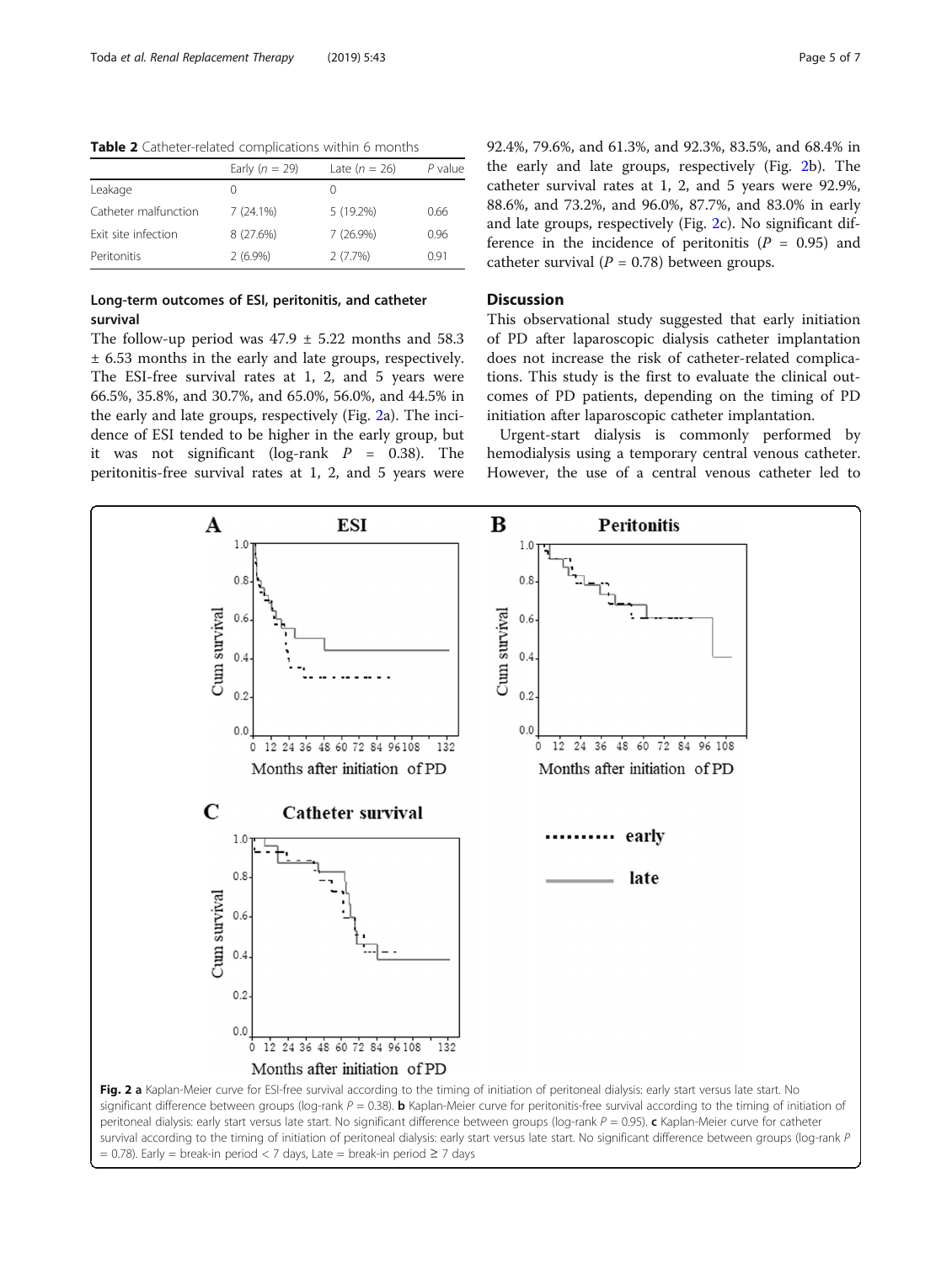**Table 2** Catheter-related complications within 6 months

| | Early ($n$ = 29) | Late ($n$ = 26) | $P$ value |
|---|---|---|---|
| Leakage | 0 | 0 | |
| Catheter malfunction | 7 (24.1%) | 5 (19.2%) | 0.66 |
| Exit site infection | 8 (27.6%) | 7 (26.9%) | 0.96 |
| Peritonitis | 2 (6.9%) | 2 (7.7%) | 0.91 |

### Long-term outcomes of ESI, peritonitis, and catheter survival

The follow-up period was 47.9 ± 5.22 months and 58.3 ± 6.53 months in the early and late groups, respectively. The ESI-free survival rates at 1, 2, and 5 years were 66.5%, 35.8%, and 30.7%, and 65.0%, 56.0%, and 44.5% in the early and late groups, respectively (Fig. 2a). The incidence of ESI tended to be higher in the early group, but it was not significant (log-rank $P$ = 0.38). The peritonitis-free survival rates at 1, 2, and 5 years were 92.4%, 79.6%, and 61.3%, and 92.3%, 83.5%, and 68.4% in the early and late groups, respectively (Fig. 2b). The catheter survival rates at 1, 2, and 5 years were 92.9%, 88.6%, and 73.2%, and 96.0%, 87.7%, and 83.0% in early and late groups, respectively (Fig. 2c). No significant difference in the incidence of peritonitis ($P$ = 0.95) and catheter survival ($P$ = 0.78) between groups.

## Discussion

This observational study suggested that early initiation of PD after laparoscopic dialysis catheter implantation does not increase the risk of catheter-related complications. This study is the first to evaluate the clinical outcomes of PD patients, depending on the timing of PD initiation after laparoscopic catheter implantation.

Urgent-start dialysis is commonly performed by hemodialysis using a temporary central venous catheter. However, the use of a central venous catheter led to

**Fig. 2 a** Kaplan-Meier curve for ESI-free survival according to the timing of initiation of peritoneal dialysis: early start versus late start. No significant difference between groups (log-rank $P$ = 0.38). **b** Kaplan-Meier curve for peritonitis-free survival according to the timing of initiation of peritoneal dialysis: early start versus late start. No significant difference between groups (log-rank $P$ = 0.95). **c** Kaplan-Meier curve for catheter survival according to the timing of initiation of peritoneal dialysis: early start versus late start. No significant difference between groups (log-rank $P$ = 0.78). Early = break-in period < 7 days, Late = break-in period ≥ 7 days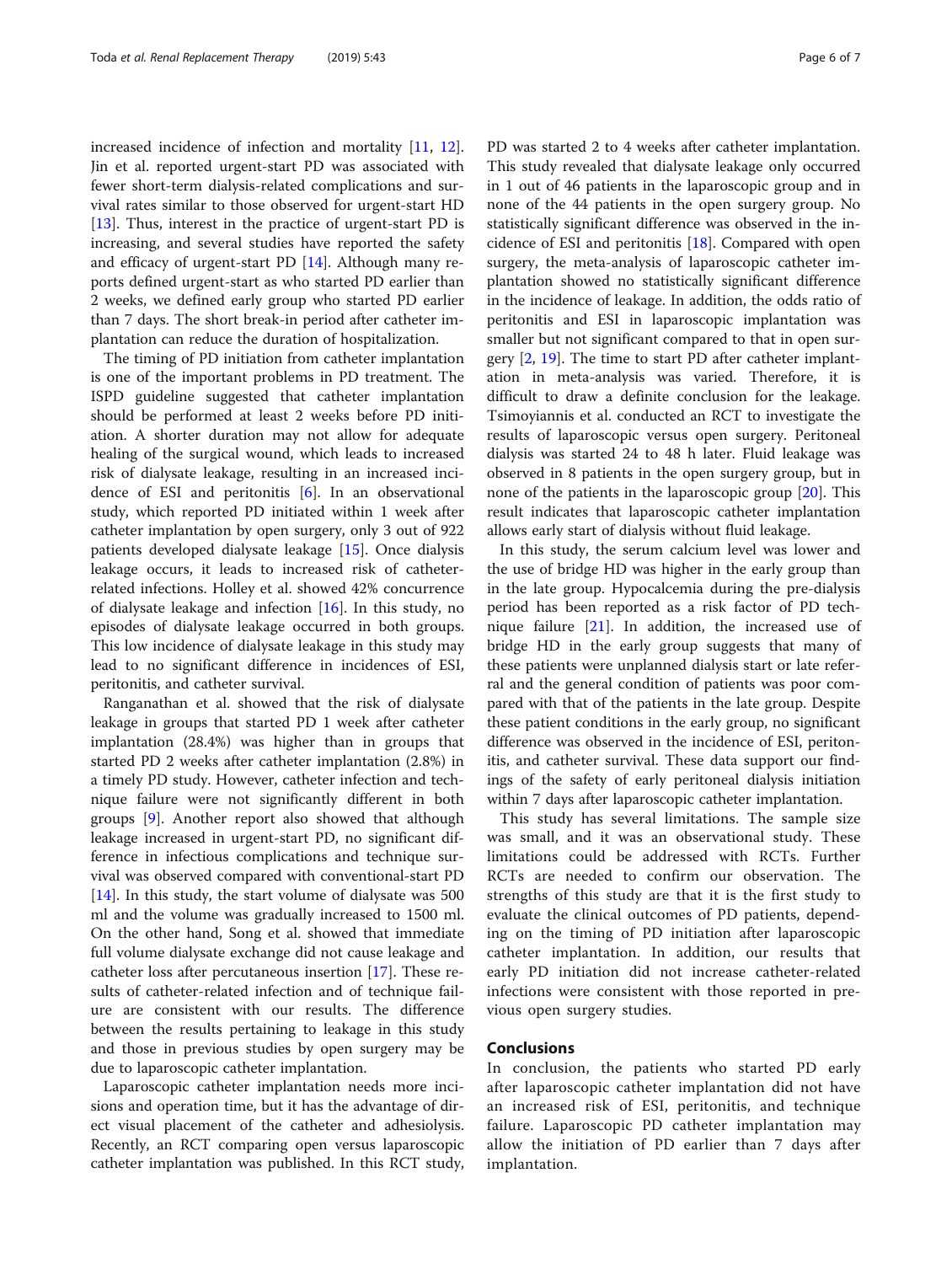increased incidence of infection and mortality [11, 12]. Jin et al. reported urgent-start PD was associated with fewer short-term dialysis-related complications and survival rates similar to those observed for urgent-start HD [13]. Thus, interest in the practice of urgent-start PD is increasing, and several studies have reported the safety and efficacy of urgent-start PD [14]. Although many reports defined urgent-start as who started PD earlier than 2 weeks, we defined early group who started PD earlier than 7 days. The short break-in period after catheter implantation can reduce the duration of hospitalization.

The timing of PD initiation from catheter implantation is one of the important problems in PD treatment. The ISPD guideline suggested that catheter implantation should be performed at least 2 weeks before PD initiation. A shorter duration may not allow for adequate healing of the surgical wound, which leads to increased risk of dialysate leakage, resulting in an increased incidence of ESI and peritonitis [6]. In an observational study, which reported PD initiated within 1 week after catheter implantation by open surgery, only 3 out of 922 patients developed dialysate leakage [15]. Once dialysis leakage occurs, it leads to increased risk of catheter-related infections. Holley et al. showed 42% concurrence of dialysate leakage and infection [16]. In this study, no episodes of dialysate leakage occurred in both groups. This low incidence of dialysate leakage in this study may lead to no significant difference in incidences of ESI, peritonitis, and catheter survival.

Ranganathan et al. showed that the risk of dialysate leakage in groups that started PD 1 week after catheter implantation (28.4%) was higher than in groups that started PD 2 weeks after catheter implantation (2.8%) in a timely PD study. However, catheter infection and technique failure were not significantly different in both groups [9]. Another report also showed that although leakage increased in urgent-start PD, no significant difference in infectious complications and technique survival was observed compared with conventional-start PD [14]. In this study, the start volume of dialysate was 500 ml and the volume was gradually increased to 1500 ml. On the other hand, Song et al. showed that immediate full volume dialysate exchange did not cause leakage and catheter loss after percutaneous insertion [17]. These results of catheter-related infection and of technique failure are consistent with our results. The difference between the results pertaining to leakage in this study and those in previous studies by open surgery may be due to laparoscopic catheter implantation.

Laparoscopic catheter implantation needs more incisions and operation time, but it has the advantage of direct visual placement of the catheter and adhesiolysis. Recently, an RCT comparing open versus laparoscopic catheter implantation was published. In this RCT study, PD was started 2 to 4 weeks after catheter implantation. This study revealed that dialysate leakage only occurred in 1 out of 46 patients in the laparoscopic group and in none of the 44 patients in the open surgery group. No statistically significant difference was observed in the incidence of ESI and peritonitis [18]. Compared with open surgery, the meta-analysis of laparoscopic catheter implantation showed no statistically significant difference in the incidence of leakage. In addition, the odds ratio of peritonitis and ESI in laparoscopic implantation was smaller but not significant compared to that in open surgery [2, 19]. The time to start PD after catheter implantation in meta-analysis was varied. Therefore, it is difficult to draw a definite conclusion for the leakage. Tsimoyiannis et al. conducted an RCT to investigate the results of laparoscopic versus open surgery. Peritoneal dialysis was started 24 to 48 h later. Fluid leakage was observed in 8 patients in the open surgery group, but in none of the patients in the laparoscopic group [20]. This result indicates that laparoscopic catheter implantation allows early start of dialysis without fluid leakage.

In this study, the serum calcium level was lower and the use of bridge HD was higher in the early group than in the late group. Hypocalcemia during the pre-dialysis period has been reported as a risk factor of PD technique failure [21]. In addition, the increased use of bridge HD in the early group suggests that many of these patients were unplanned dialysis start or late referral and the general condition of patients was poor compared with that of the patients in the late group. Despite these patient conditions in the early group, no significant difference was observed in the incidence of ESI, peritonitis, and catheter survival. These data support our findings of the safety of early peritoneal dialysis initiation within 7 days after laparoscopic catheter implantation.

This study has several limitations. The sample size was small, and it was an observational study. These limitations could be addressed with RCTs. Further RCTs are needed to confirm our observation. The strengths of this study are that it is the first study to evaluate the clinical outcomes of PD patients, depending on the timing of PD initiation after laparoscopic catheter implantation. In addition, our results that early PD initiation did not increase catheter-related infections were consistent with those reported in previous open surgery studies.

## Conclusions

In conclusion, the patients who started PD early after laparoscopic catheter implantation did not have an increased risk of ESI, peritonitis, and technique failure. Laparoscopic PD catheter implantation may allow the initiation of PD earlier than 7 days after implantation.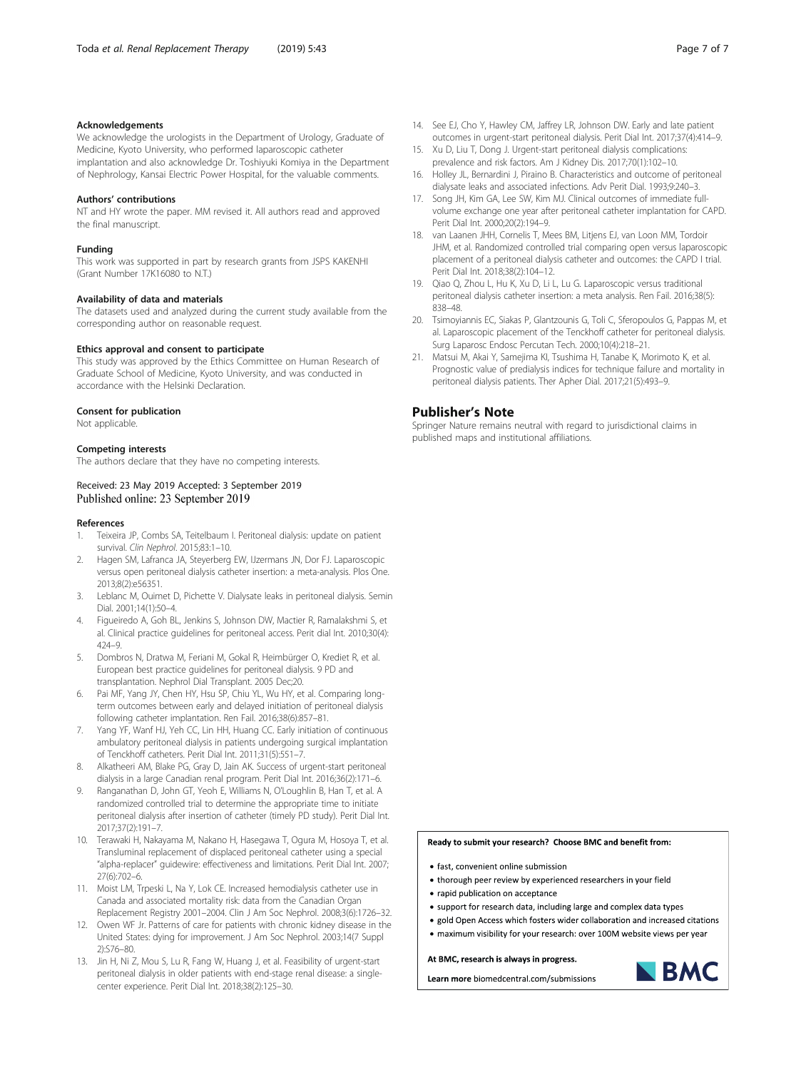#### Acknowledgements

We acknowledge the urologists in the Department of Urology, Graduate of Medicine, Kyoto University, who performed laparoscopic catheter implantation and also acknowledge Dr. Toshiyuki Komiya in the Department of Nephrology, Kansai Electric Power Hospital, for the valuable comments.

#### Authors' contributions

NT and HY wrote the paper. MM revised it. All authors read and approved the final manuscript.

#### Funding

This work was supported in part by research grants from JSPS KAKENHI (Grant Number 17K16080 to N.T.)

#### Availability of data and materials

The datasets used and analyzed during the current study available from the corresponding author on reasonable request.

#### Ethics approval and consent to participate

This study was approved by the Ethics Committee on Human Research of Graduate School of Medicine, Kyoto University, and was conducted in accordance with the Helsinki Declaration.

#### Consent for publication

Not applicable.

#### Competing interests

The authors declare that they have no competing interests.

Received: 23 May 2019 Accepted: 3 September 2019
Published online: 23 September 2019

#### References

1. Teixeira JP, Combs SA, Teitelbaum I. Peritoneal dialysis: update on patient survival. *Clin Nephrol*. 2015;83:1–10.
2. Hagen SM, Lafranca JA, Steyerberg EW, IJzermans JN, Dor FJ. Laparoscopic versus open peritoneal dialysis catheter insertion: a meta-analysis. Plos One. 2013;8(2):e56351.
3. Leblanc M, Ouimet D, Pichette V. Dialysate leaks in peritoneal dialysis. Semin Dial. 2001;14(1):50–4.
4. Figueiredo A, Goh BL, Jenkins S, Johnson DW, Mactier R, Ramalakshmi S, et al. Clinical practice guidelines for peritoneal access. Perit dial Int. 2010;30(4): 424–9.
5. Dombros N, Dratwa M, Feriani M, Gokal R, Heimbürger O, Krediet R, et al. European best practice guidelines for peritoneal dialysis. 9 PD and transplantation. Nephrol Dial Transplant. 2005 Dec;20.
6. Pai MF, Yang JY, Chen HY, Hsu SP, Chiu YL, Wu HY, et al. Comparing long-term outcomes between early and delayed initiation of peritoneal dialysis following catheter implantation. Ren Fail. 2016;38(6):857–81.
7. Yang YF, Wanf HJ, Yeh CC, Lin HH, Huang CC. Early initiation of continuous ambulatory peritoneal dialysis in patients undergoing surgical implantation of Tenckhoff catheters. Perit Dial Int. 2011;31(5):551–7.
8. Alkatheeri AM, Blake PG, Gray D, Jain AK. Success of urgent-start peritoneal dialysis in a large Canadian renal program. Perit Dial Int. 2016;36(2):171–6.
9. Ranganathan D, John GT, Yeoh E, Williams N, O'Loughlin B, Han T, et al. A randomized controlled trial to determine the appropriate time to initiate peritoneal dialysis after insertion of catheter (timely PD study). Perit Dial Int. 2017;37(2):191–7.
10. Terawaki H, Nakayama M, Nakano H, Hasegawa T, Ogura M, Hosoya T, et al. Transluminal replacement of displaced peritoneal catheter using a special "alpha-replacer" guidewire: effectiveness and limitations. Perit Dial Int. 2007; 27(6):702–6.
11. Moist LM, Trpeski L, Na Y, Lok CE. Increased hemodialysis catheter use in Canada and associated mortality risk: data from the Canadian Organ Replacement Registry 2001–2004. Clin J Am Soc Nephrol. 2008;3(6):1726–32.
12. Owen WF Jr. Patterns of care for patients with chronic kidney disease in the United States: dying for improvement. J Am Soc Nephrol. 2003;14(7 Suppl 2):S76–80.
13. Jin H, Ni Z, Mou S, Lu R, Fang W, Huang J, et al. Feasibility of urgent-start peritoneal dialysis in older patients with end-stage renal disease: a single-center experience. Perit Dial Int. 2018;38(2):125–30.
14. See EJ, Cho Y, Hawley CM, Jaffrey LR, Johnson DW. Early and late patient outcomes in urgent-start peritoneal dialysis. Perit Dial Int. 2017;37(4):414–9.
15. Xu D, Liu T, Dong J. Urgent-start peritoneal dialysis complications: prevalence and risk factors. Am J Kidney Dis. 2017;70(1):102–10.
16. Holley JL, Bernardini J, Piraino B. Characteristics and outcome of peritoneal dialysate leaks and associated infections. Adv Perit Dial. 1993;9:240–3.
17. Song JH, Kim GA, Lee SW, Kim MJ. Clinical outcomes of immediate full-volume exchange one year after peritoneal catheter implantation for CAPD. Perit Dial Int. 2000;20(2):194–9.
18. van Laanen JHH, Cornelis T, Mees BM, Litjens EJ, van Loon MM, Tordoir JHM, et al. Randomized controlled trial comparing open versus laparoscopic placement of a peritoneal dialysis catheter and outcomes: the CAPD I trial. Perit Dial Int. 2018;38(2):104–12.
19. Qiao Q, Zhou L, Hu K, Xu D, Li L, Lu G. Laparoscopic versus traditional peritoneal dialysis catheter insertion: a meta analysis. Ren Fail. 2016;38(5): 838–48.
20. Tsimoyiannis EC, Siakas P, Glantzounis G, Toli C, Sferopoulos G, Pappas M, et al. Laparoscopic placement of the Tenckhoff catheter for peritoneal dialysis. Surg Laparosc Endosc Percutan Tech. 2000;10(4):218–21.
21. Matsui M, Akai Y, Samejima KI, Tsushima H, Tanabe K, Morimoto K, et al. Prognostic value of predialysis indices for technique failure and mortality in peritoneal dialysis patients. Ther Apher Dial. 2017;21(5):493–9.

## Publisher's Note

Springer Nature remains neutral with regard to jurisdictional claims in published maps and institutional affiliations.

**Ready to submit your research? Choose BMC and benefit from:**

- fast, convenient online submission
- thorough peer review by experienced researchers in your field
- rapid publication on acceptance
- support for research data, including large and complex data types
- gold Open Access which fosters wider collaboration and increased citations
- maximum visibility for your research: over 100M website views per year

**At BMC, research is always in progress.**

**Learn more** biomedcentral.com/submissions

BMC